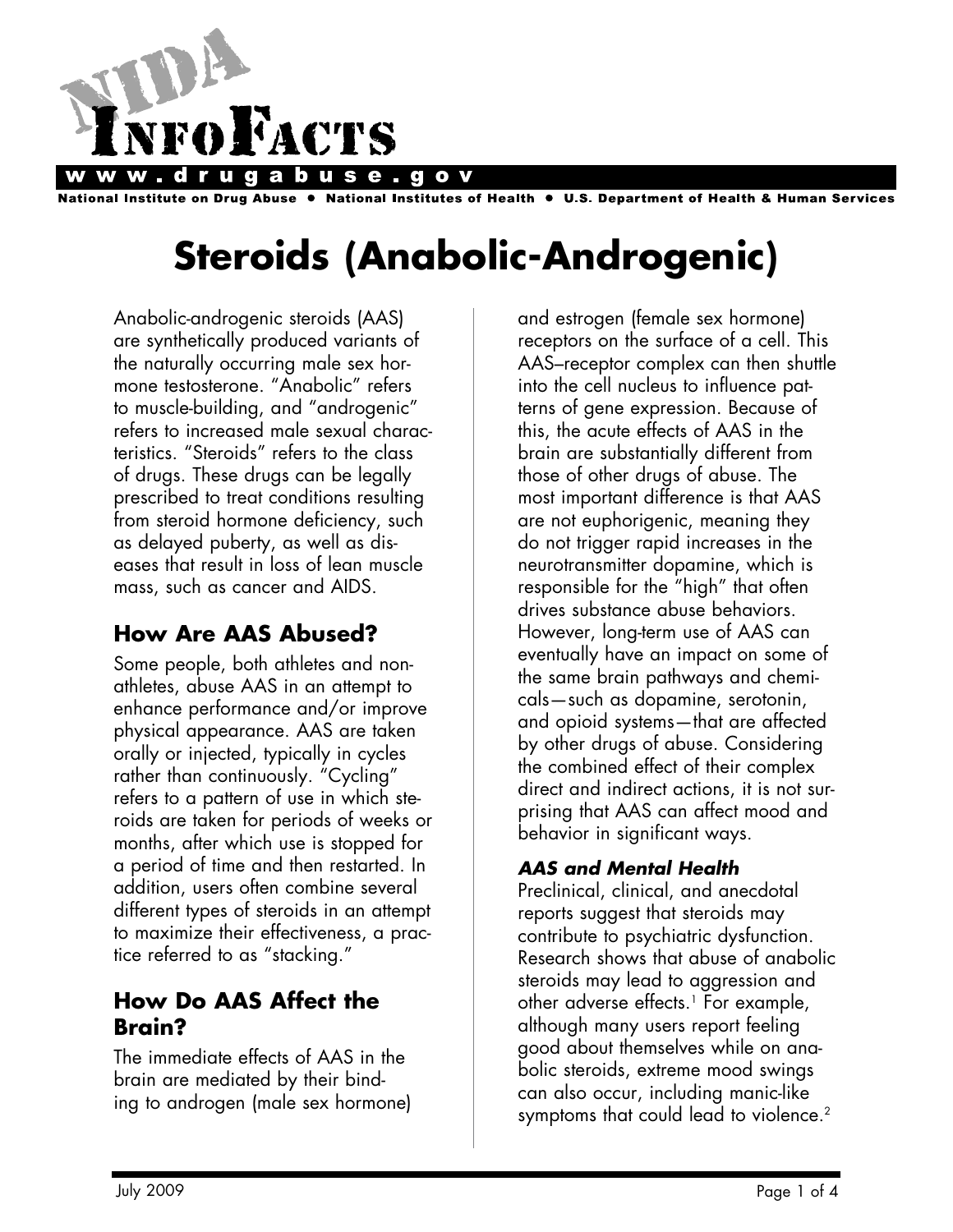# NIDA InfoFacts

www.drugabuse.gov

National Institute on Drug Abuse • National Institutes of Health • U.S. Department of Health & Human Services

# Steroids (Anabolic-Androgenic)

Anabolic-androgenic steroids (AAS) are synthetically produced variants of the naturally occurring male sex hormone testosterone. "Anabolic" refers to muscle-building, and "androgenic" refers to increased male sexual characteristics. "Steroids" refers to the class of drugs. These drugs can be legally prescribed to treat conditions resulting from steroid hormone deficiency, such as delayed puberty, as well as diseases that result in loss of lean muscle mass, such as cancer and AIDS.

## How Are AAS Abused?

Some people, both athletes and non-athletes, abuse AAS in an attempt to enhance performance and/or improve physical appearance. AAS are taken orally or injected, typically in cycles rather than continuously. "Cycling" refers to a pattern of use in which steroids are taken for periods of weeks or months, after which use is stopped for a period of time and then restarted. In addition, users often combine several different types of steroids in an attempt to maximize their effectiveness, a practice referred to as "stacking."

## How Do AAS Affect the Brain?

The immediate effects of AAS in the brain are mediated by their binding to androgen (male sex hormone) and estrogen (female sex hormone) receptors on the surface of a cell. This AAS–receptor complex can then shuttle into the cell nucleus to influence patterns of gene expression. Because of this, the acute effects of AAS in the brain are substantially different from those of other drugs of abuse. The most important difference is that AAS are not euphorigenic, meaning they do not trigger rapid increases in the neurotransmitter dopamine, which is responsible for the "high" that often drives substance abuse behaviors. However, long-term use of AAS can eventually have an impact on some of the same brain pathways and chemicals—such as dopamine, serotonin, and opioid systems—that are affected by other drugs of abuse. Considering the combined effect of their complex direct and indirect actions, it is not surprising that AAS can affect mood and behavior in significant ways.

### *AAS and Mental Health*

Preclinical, clinical, and anecdotal reports suggest that steroids may contribute to psychiatric dysfunction. Research shows that abuse of anabolic steroids may lead to aggression and other adverse effects.[1] For example, although many users report feeling good about themselves while on anabolic steroids, extreme mood swings can also occur, including manic-like symptoms that could lead to violence.[2]

July 2009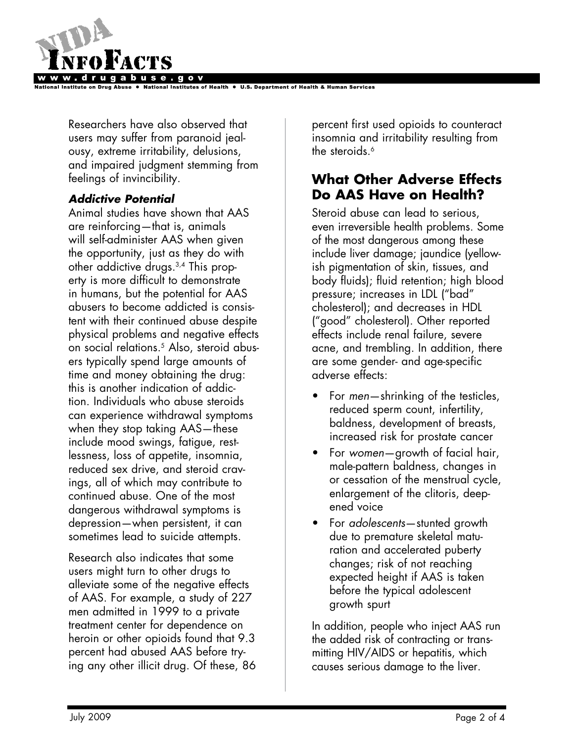Researchers have also observed that users may suffer from paranoid jealousy, extreme irritability, delusions, and impaired judgment stemming from feelings of invincibility.

### *Addictive Potential*

Animal studies have shown that AAS are reinforcing—that is, animals will self-administer AAS when given the opportunity, just as they do with other addictive drugs.[3,4] This property is more difficult to demonstrate in humans, but the potential for AAS abusers to become addicted is consistent with their continued abuse despite physical problems and negative effects on social relations.[5] Also, steroid abusers typically spend large amounts of time and money obtaining the drug: this is another indication of addiction. Individuals who abuse steroids can experience withdrawal symptoms when they stop taking AAS—these include mood swings, fatigue, restlessness, loss of appetite, insomnia, reduced sex drive, and steroid cravings, all of which may contribute to continued abuse. One of the most dangerous withdrawal symptoms is depression—when persistent, it can sometimes lead to suicide attempts.

Research also indicates that some users might turn to other drugs to alleviate some of the negative effects of AAS. For example, a study of 227 men admitted in 1999 to a private treatment center for dependence on heroin or other opioids found that 9.3 percent had abused AAS before trying any other illicit drug. Of these, 86 percent first used opioids to counteract insomnia and irritability resulting from the steroids.[6]

## What Other Adverse Effects Do AAS Have on Health?

Steroid abuse can lead to serious, even irreversible health problems. Some of the most dangerous among these include liver damage; jaundice (yellowish pigmentation of skin, tissues, and body fluids); fluid retention; high blood pressure; increases in LDL ("bad" cholesterol); and decreases in HDL ("good" cholesterol). Other reported effects include renal failure, severe acne, and trembling. In addition, there are some gender- and age-specific adverse effects:

- For *men*—shrinking of the testicles, reduced sperm count, infertility, baldness, development of breasts, increased risk for prostate cancer
- For *women*—growth of facial hair, male-pattern baldness, changes in or cessation of the menstrual cycle, enlargement of the clitoris, deepened voice
- For *adolescents*—stunted growth due to premature skeletal maturation and accelerated puberty changes; risk of not reaching expected height if AAS is taken before the typical adolescent growth spurt

In addition, people who inject AAS run the added risk of contracting or transmitting HIV/AIDS or hepatitis, which causes serious damage to the liver.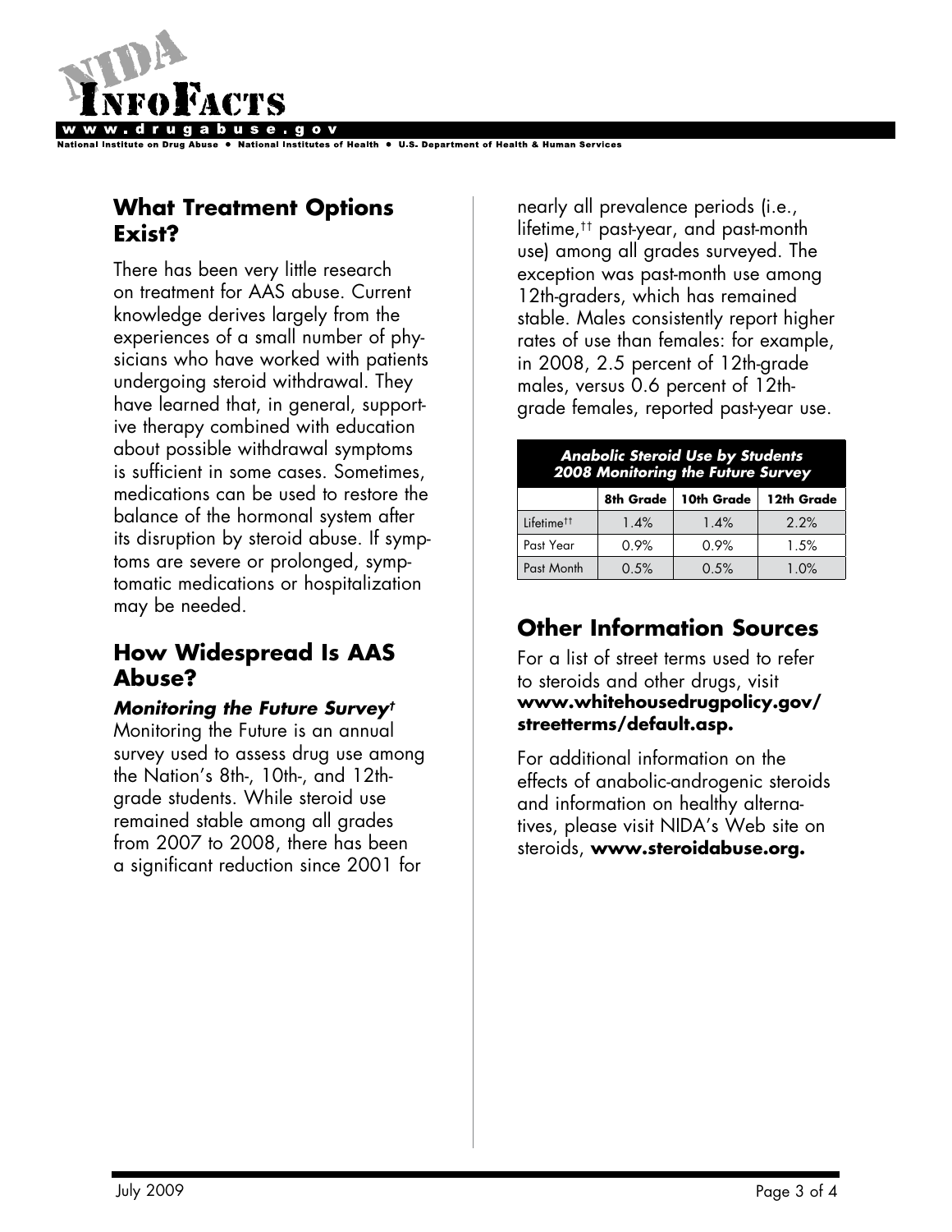## What Treatment Options Exist?

There has been very little research on treatment for AAS abuse. Current knowledge derives largely from the experiences of a small number of physicians who have worked with patients undergoing steroid withdrawal. They have learned that, in general, supportive therapy combined with education about possible withdrawal symptoms is sufficient in some cases. Sometimes, medications can be used to restore the balance of the hormonal system after its disruption by steroid abuse. If symptoms are severe or prolonged, symptomatic medications or hospitalization may be needed.

## How Widespread Is AAS Abuse?

***Monitoring the Future Survey*†**

Monitoring the Future is an annual survey used to assess drug use among the Nation's 8th-, 10th-, and 12th-grade students. While steroid use remained stable among all grades from 2007 to 2008, there has been a significant reduction since 2001 for nearly all prevalence periods (i.e., lifetime,†† past-year, and past-month use) among all grades surveyed. The exception was past-month use among 12th-graders, which has remained stable. Males consistently report higher rates of use than females: for example, in 2008, 2.5 percent of 12th-grade males, versus 0.6 percent of 12th-grade females, reported past-year use.

***Anabolic Steroid Use by Students 2008 Monitoring the Future Survey***

| | 8th Grade | 10th Grade | 12th Grade |
|---|---|---|---|
| Lifetime†† | 1.4% | 1.4% | 2.2% |
| Past Year | 0.9% | 0.9% | 1.5% |
| Past Month | 0.5% | 0.5% | 1.0% |

## Other Information Sources

For a list of street terms used to refer to steroids and other drugs, visit **www.whitehousedrugpolicy.gov/streetterms/default.asp.**

For additional information on the effects of anabolic-androgenic steroids and information on healthy alternatives, please visit NIDA's Web site on steroids, **www.steroidabuse.org.**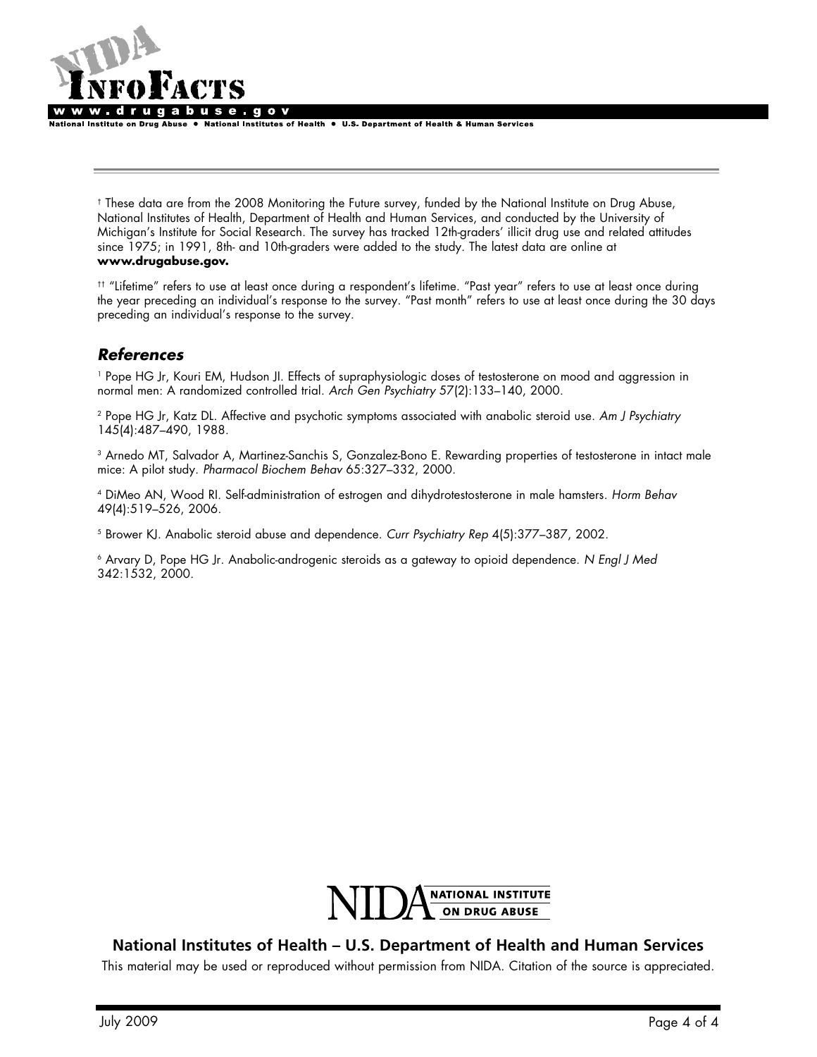† These data are from the 2008 Monitoring the Future survey, funded by the National Institute on Drug Abuse, National Institutes of Health, Department of Health and Human Services, and conducted by the University of Michigan's Institute for Social Research. The survey has tracked 12th-graders' illicit drug use and related attitudes since 1975; in 1991, 8th- and 10th-graders were added to the study. The latest data are online at **www.drugabuse.gov.**

†† "Lifetime" refers to use at least once during a respondent's lifetime. "Past year" refers to use at least once during the year preceding an individual's response to the survey. "Past month" refers to use at least once during the 30 days preceding an individual's response to the survey.

### *References*

[1] Pope HG Jr, Kouri EM, Hudson JI. Effects of supraphysiologic doses of testosterone on mood and aggression in normal men: A randomized controlled trial. *Arch Gen Psychiatry* 57(2):133–140, 2000.

[2] Pope HG Jr, Katz DL. Affective and psychotic symptoms associated with anabolic steroid use. *Am J Psychiatry* 145(4):487–490, 1988.

[3] Arnedo MT, Salvador A, Martinez-Sanchis S, Gonzalez-Bono E. Rewarding properties of testosterone in intact male mice: A pilot study. *Pharmacol Biochem Behav* 65:327–332, 2000.

[4] DiMeo AN, Wood RI. Self-administration of estrogen and dihydrotestosterone in male hamsters. *Horm Behav* 49(4):519–526, 2006.

[5] Brower KJ. Anabolic steroid abuse and dependence. *Curr Psychiatry Rep* 4(5):377–387, 2002.

[6] Arvary D, Pope HG Jr. Anabolic-androgenic steroids as a gateway to opioid dependence. *N Engl J Med* 342:1532, 2000.

NIDA NATIONAL INSTITUTE ON DRUG ABUSE

**National Institutes of Health – U.S. Department of Health and Human Services**

This material may be used or reproduced without permission from NIDA. Citation of the source is appreciated.

July 2009